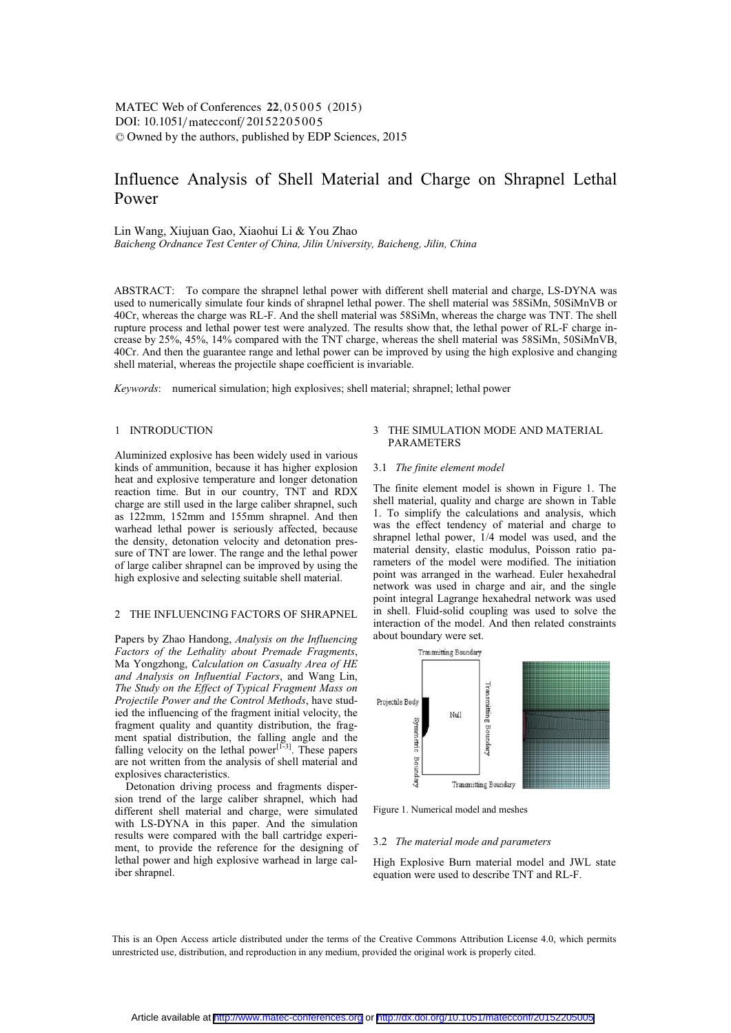# Influence Analysis of Shell Material and Charge on Shrapnel Lethal Power

Lin Wang, Xiujuan Gao, Xiaohui Li & You Zhao

*Baicheng Ordnance Test Center of China, Jilin University, Baicheng, Jilin, China*

ABSTRACT: To compare the shrapnel lethal power with different shell material and charge, LS-DYNA was used to numerically simulate four kinds of shrapnel lethal power. The shell material was 58SiMn, 50SiMnVB or 40Cr, whereas the charge was RL-F. And the shell material was 58SiMn, whereas the charge was TNT. The shell rupture process and lethal power test were analyzed. The results show that, the lethal power of RL-F charge increase by 25%, 45%, 14% compared with the TNT charge, whereas the shell material was 58SiMn, 50SiMnVB, 40Cr. And then the guarantee range and lethal power can be improved by using the high explosive and changing shell material, whereas the projectile shape coefficient is invariable.

*Keywords*: numerical simulation; high explosives; shell material; shrapnel; lethal power

## 1 INTRODUCTION

Aluminized explosive has been widely used in various kinds of ammunition, because it has higher explosion heat and explosive temperature and longer detonation reaction time. But in our country, TNT and RDX charge are still used in the large caliber shrapnel, such as 122mm, 152mm and 155mm shrapnel. And then warhead lethal power is seriously affected, because the density, detonation velocity and detonation pressure of TNT are lower. The range and the lethal power of large caliber shrapnel can be improved by using the high explosive and selecting suitable shell material.

## 2 THE INFLUENCING FACTORS OF SHRAPNEL

Papers by Zhao Handong, *Analysis on the Influencing Factors of the Lethality about Premade Fragments*, Ma Yongzhong, *Calculation on Casualty Area of HE and Analysis on Influential Factors*, and Wang Lin, *The Study on the Effect of Typical Fragment Mass on Projectile Power and the Control Methods*, have studied the influencing of the fragment initial velocity, the fragment quality and quantity distribution, the fragment spatial distribution, the falling angle and the falling velocity on the lethal power[1-3]. These papers are not written from the analysis of shell material and explosives characteristics.

Detonation driving process and fragments dispersion trend of the large caliber shrapnel, which had different shell material and charge, were simulated with LS-DYNA in this paper. And the simulation results were compared with the ball cartridge experiment, to provide the reference for the designing of lethal power and high explosive warhead in large caliber shrapnel.

## 3 THE SIMULATION MODE AND MATERIAL PARAMETERS

### 3.1 *The finite element model*

The finite element model is shown in Figure 1. The shell material, quality and charge are shown in Table 1. To simplify the calculations and analysis, which was the effect tendency of material and charge to shrapnel lethal power, 1/4 model was used, and the material density, elastic modulus, Poisson ratio parameters of the model were modified. The initiation point was arranged in the warhead. Euler hexahedral network was used in charge and air, and the single point integral Lagrange hexahedral network was used in shell. Fluid-solid coupling was used to solve the interaction of the model. And then related constraints about boundary were set.

Figure 1. Numerical model and meshes

### 3.2 *The material mode and parameters*

High Explosive Burn material model and JWL state equation were used to describe TNT and RL-F.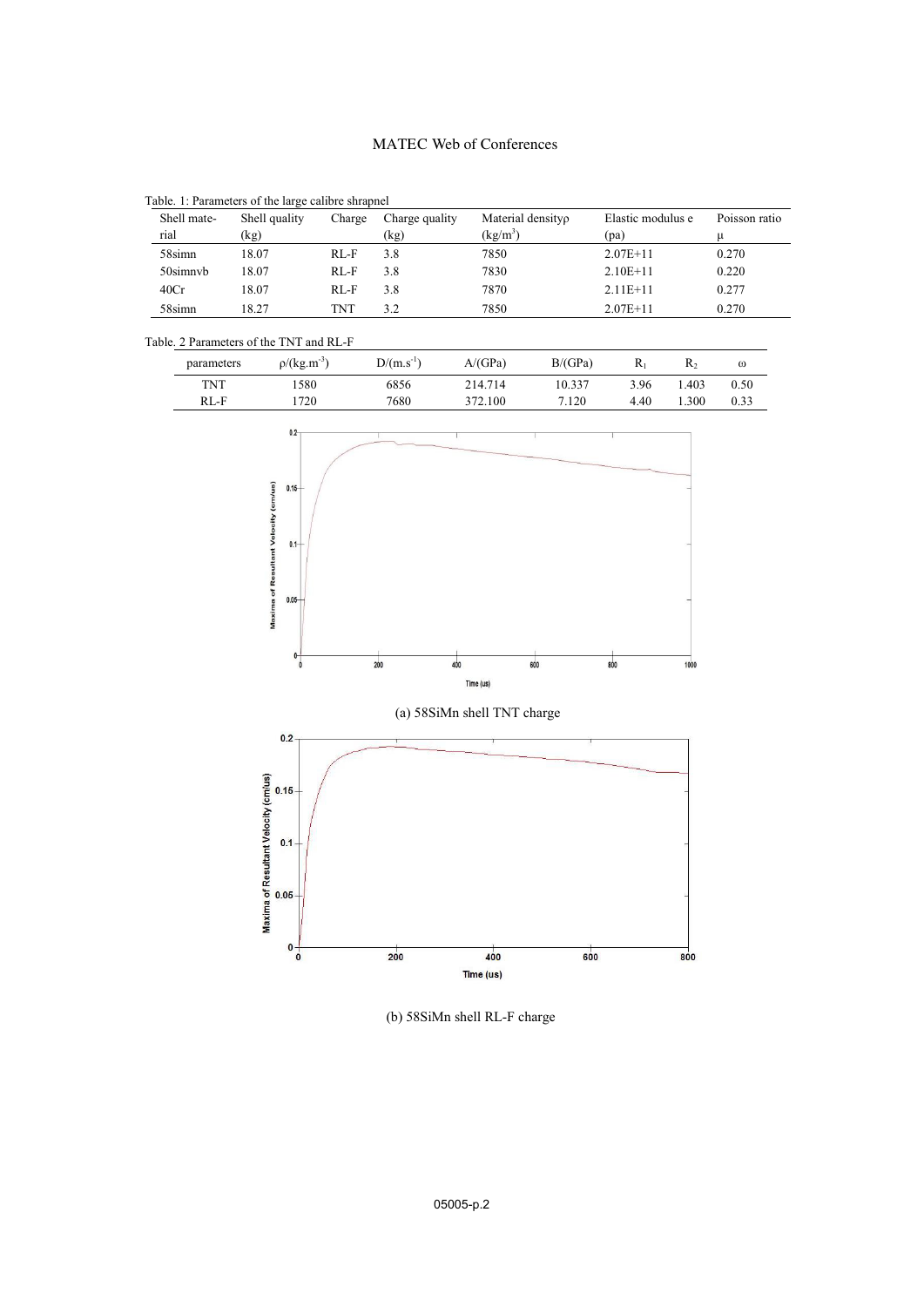Table. 1: Parameters of the large calibre shrapnel

| Shell material | Shell quality (kg) | Charge | Charge quality (kg) | Material density ρ (kg/m$^3$) | Elastic modulus e (pa) | Poisson ratio μ |
|---|---|---|---|---|---|---|
| 58simn | 18.07 | RL-F | 3.8 | 7850 | 2.07E+11 | 0.270 |
| 50simnvb | 18.07 | RL-F | 3.8 | 7830 | 2.10E+11 | 0.220 |
| 40Cr | 18.07 | RL-F | 3.8 | 7870 | 2.11E+11 | 0.277 |
| 58simn | 18.27 | TNT | 3.2 | 7850 | 2.07E+11 | 0.270 |

Table. 2 Parameters of the TNT and RL-F

| parameters | ρ/(kg.m$^{-3}$) | D/(m.s$^{-1}$) | A/(GPa) | B/(GPa) | $R_1$ | $R_2$ | ω |
|---|---|---|---|---|---|---|---|
| TNT | 1580 | 6856 | 214.714 | 10.337 | 3.96 | 1.403 | 0.50 |
| RL-F | 1720 | 7680 | 372.100 | 7.120 | 4.40 | 1.300 | 0.33 |

(a) 58SiMn shell TNT charge

(b) 58SiMn shell RL-F charge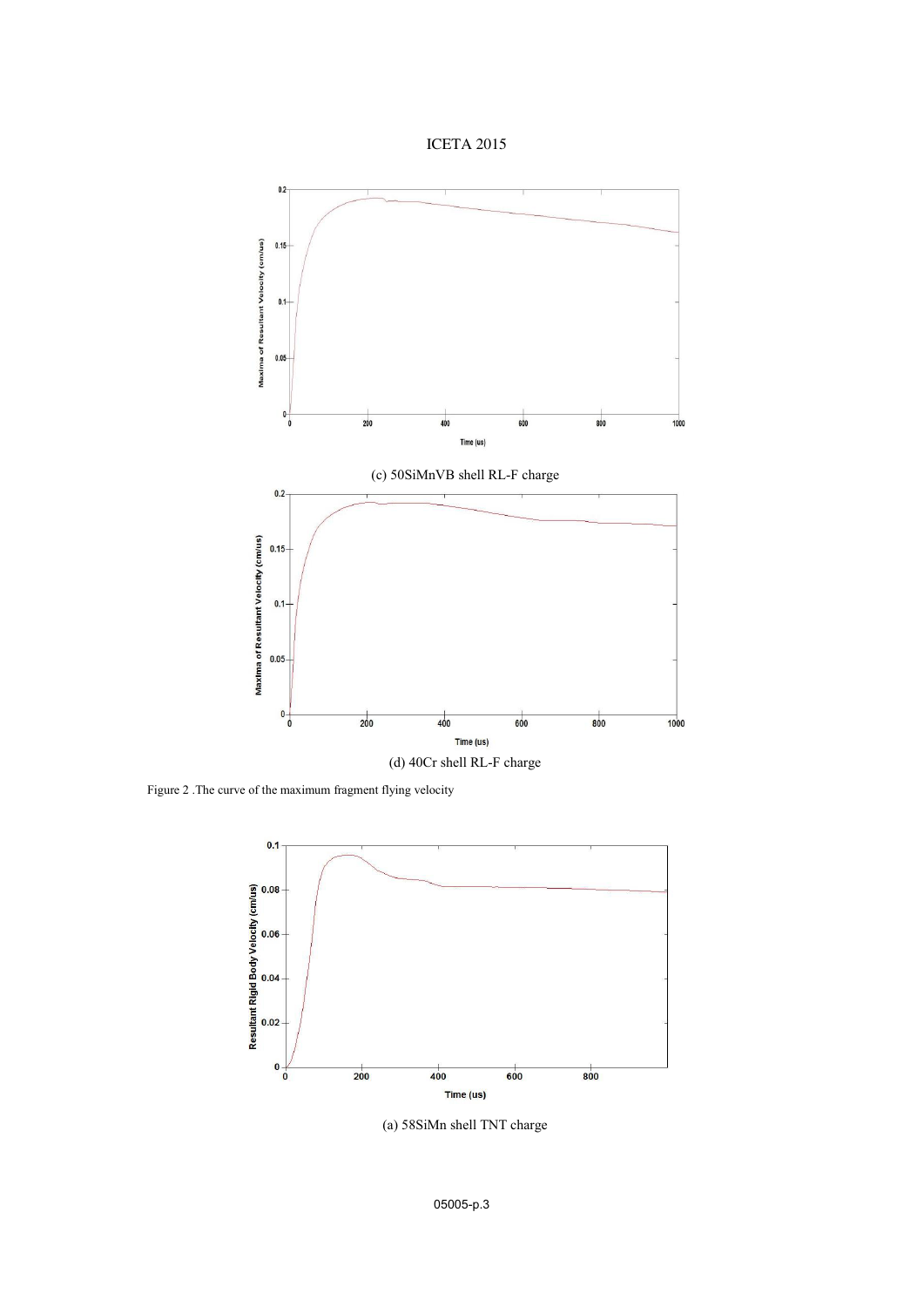(c) 50SiMnVB shell RL-F charge

(d) 40Cr shell RL-F charge

Figure 2 .The curve of the maximum fragment flying velocity

(a) 58SiMn shell TNT charge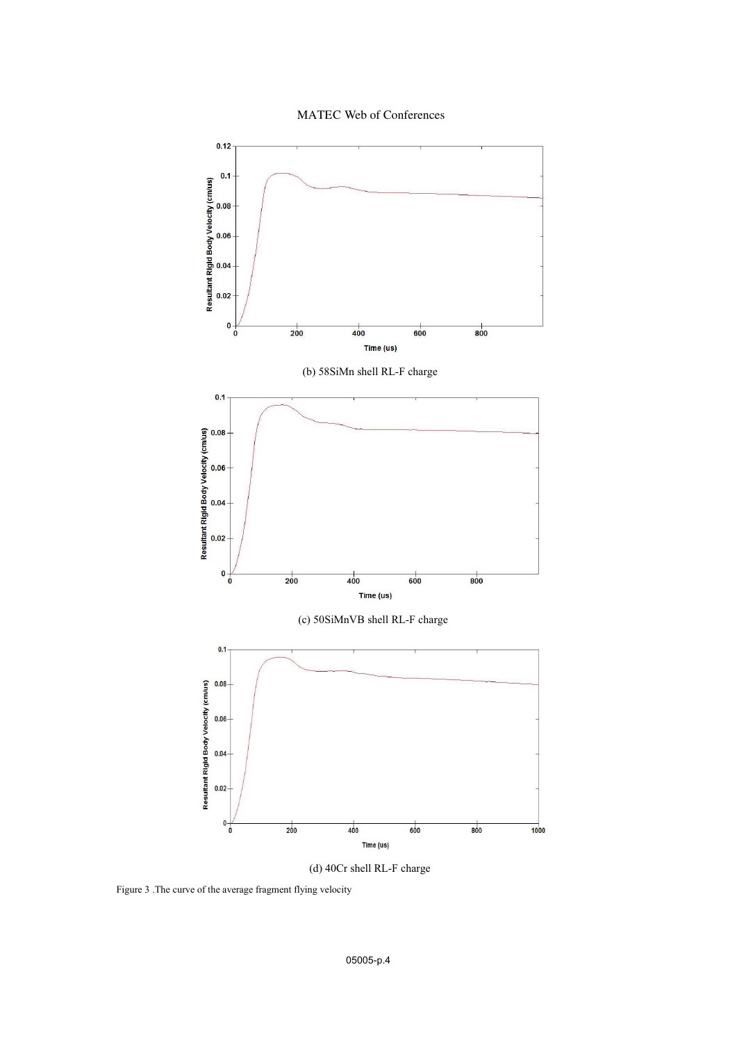(b) 58SiMn shell RL-F charge

(c) 50SiMnVB shell RL-F charge

(d) 40Cr shell RL-F charge

Figure 3 .The curve of the average fragment flying velocity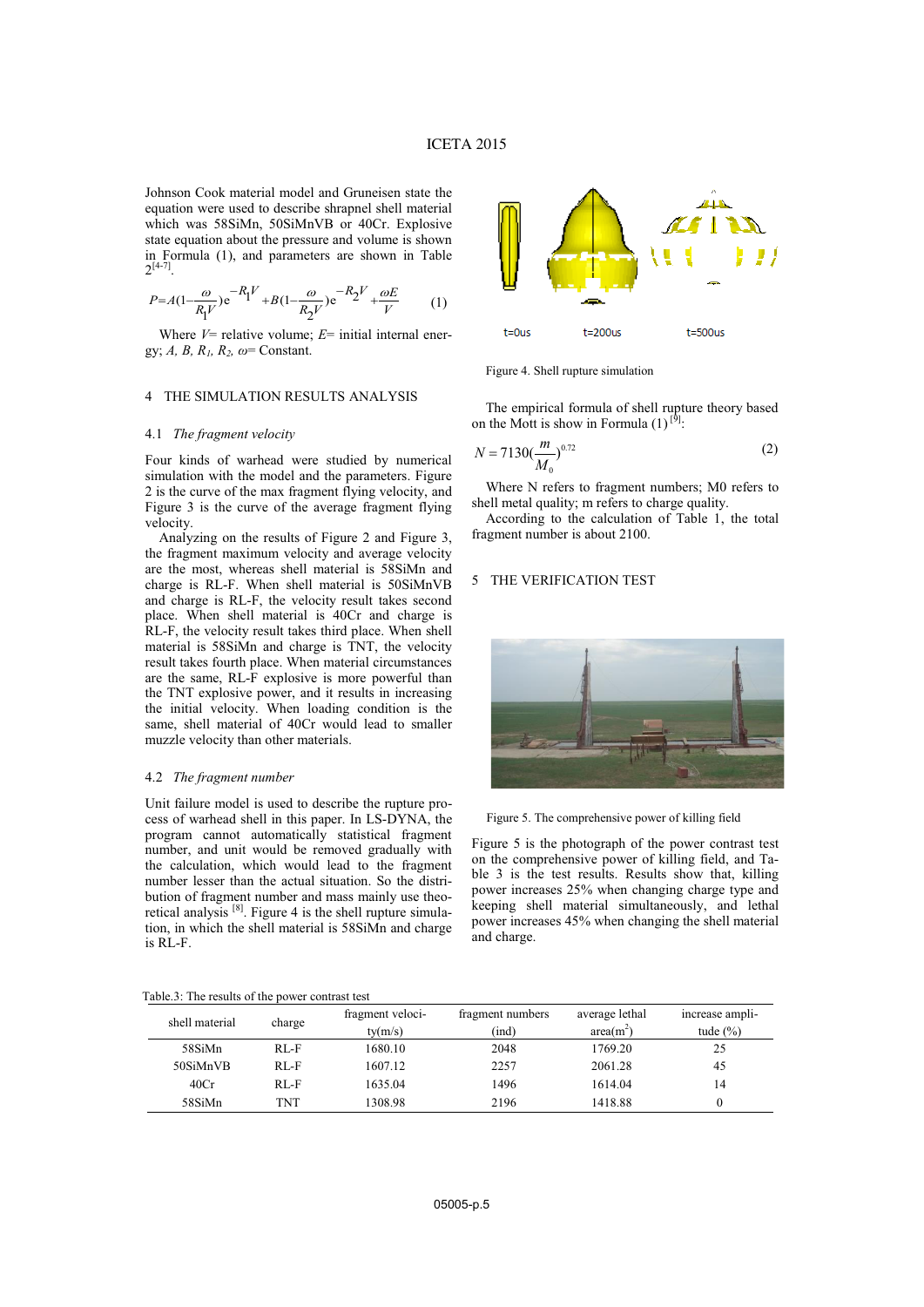Johnson Cook material model and Gruneisen state the equation were used to describe shrapnel shell material which was 58SiMn, 50SiMnVB or 40Cr. Explosive state equation about the pressure and volume is shown in Formula (1), and parameters are shown in Table 2[4-7].

$$P = A(1 - \frac{\omega}{R_1 V})e^{-R_1 V} + B(1 - \frac{\omega}{R_2 V})e^{-R_2 V} + \frac{\omega E}{V} \quad (1)$$

Where $V$= relative volume; $E$= initial internal energy; $A$, $B$, $R_1$, $R_2$, $\omega$= Constant.

## 4 THE SIMULATION RESULTS ANALYSIS

### 4.1 *The fragment velocity*

Four kinds of warhead were studied by numerical simulation with the model and the parameters. Figure 2 is the curve of the max fragment flying velocity, and Figure 3 is the curve of the average fragment flying velocity.

Analyzing on the results of Figure 2 and Figure 3, the fragment maximum velocity and average velocity are the most, whereas shell material is 58SiMn and charge is RL-F. When shell material is 50SiMnVB and charge is RL-F, the velocity result takes second place. When shell material is 40Cr and charge is RL-F, the velocity result takes third place. When shell material is 58SiMn and charge is TNT, the velocity result takes fourth place. When material circumstances are the same, RL-F explosive is more powerful than the TNT explosive power, and it results in increasing the initial velocity. When loading condition is the same, shell material of 40Cr would lead to smaller muzzle velocity than other materials.

### 4.2 *The fragment number*

Unit failure model is used to describe the rupture process of warhead shell in this paper. In LS-DYNA, the program cannot automatically statistical fragment number, and unit would be removed gradually with the calculation, which would lead to the fragment number lesser than the actual situation. So the distribution of fragment number and mass mainly use theoretical analysis [8]. Figure 4 is the shell rupture simulation, in which the shell material is 58SiMn and charge is RL-F.

t=0us t=200us t=500us

Figure 4. Shell rupture simulation

The empirical formula of shell rupture theory based on the Mott is show in Formula (1) [9]:

$$N = 7130\left(\frac{m}{M_0}\right)^{0.72} \quad (2)$$

Where N refers to fragment numbers; M0 refers to shell metal quality; m refers to charge quality.

According to the calculation of Table 1, the total fragment number is about 2100.

## 5 THE VERIFICATION TEST

Figure 5. The comprehensive power of killing field

Figure 5 is the photograph of the power contrast test on the comprehensive power of killing field, and Table 3 is the test results. Results show that, killing power increases 25% when changing charge type and keeping shell material simultaneously, and lethal power increases 45% when changing the shell material and charge.

Table.3: The results of the power contrast test

| shell material | charge | fragment velocity(m/s) | fragment numbers (ind) | average lethal area(m$^2$) | increase amplitude (%) |
|---|---|---|---|---|---|
| 58SiMn | RL-F | 1680.10 | 2048 | 1769.20 | 25 |
| 50SiMnVB | RL-F | 1607.12 | 2257 | 2061.28 | 45 |
| 40Cr | RL-F | 1635.04 | 1496 | 1614.04 | 14 |
| 58SiMn | TNT | 1308.98 | 2196 | 1418.88 | 0 |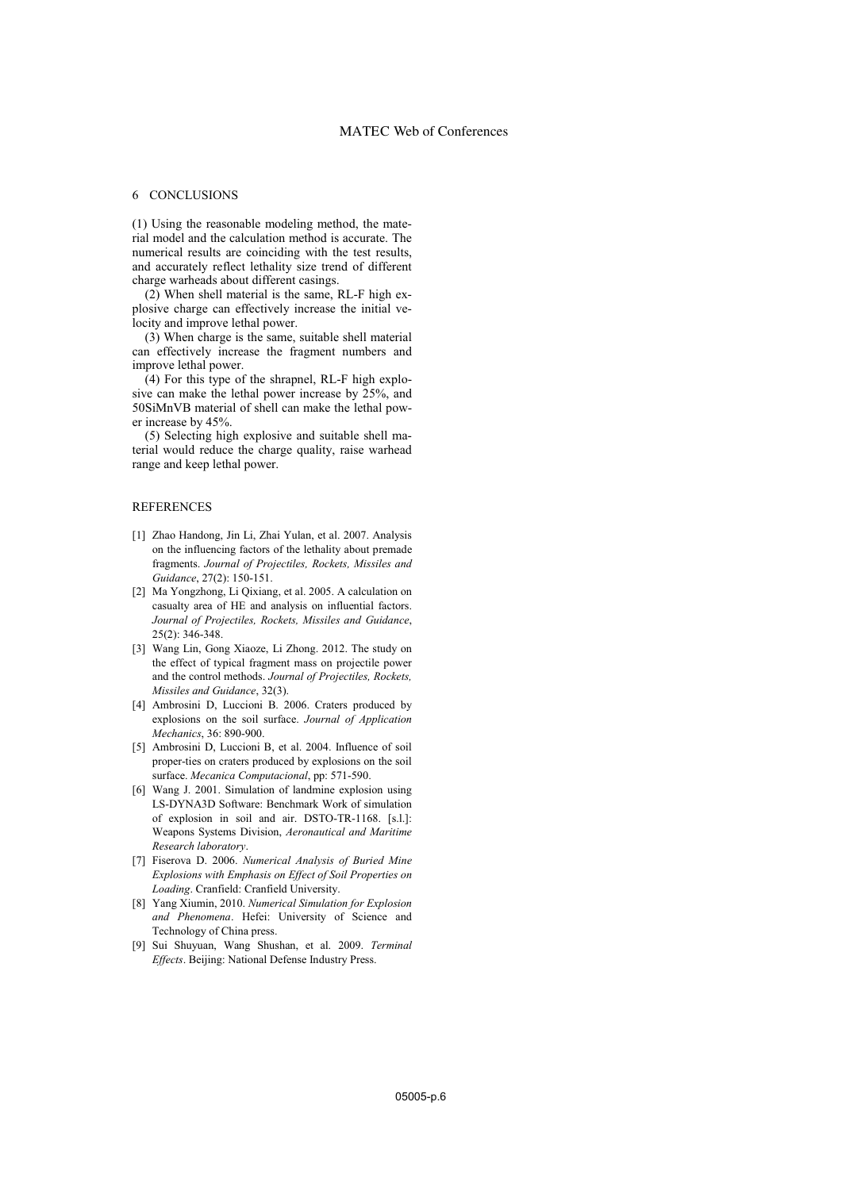## 6 CONCLUSIONS

(1) Using the reasonable modeling method, the material model and the calculation method is accurate. The numerical results are coinciding with the test results, and accurately reflect lethality size trend of different charge warheads about different casings.

(2) When shell material is the same, RL-F high explosive charge can effectively increase the initial velocity and improve lethal power.

(3) When charge is the same, suitable shell material can effectively increase the fragment numbers and improve lethal power.

(4) For this type of the shrapnel, RL-F high explosive can make the lethal power increase by 25%, and 50SiMnVB material of shell can make the lethal power increase by 45%.

(5) Selecting high explosive and suitable shell material would reduce the charge quality, raise warhead range and keep lethal power.

## REFERENCES

[1] Zhao Handong, Jin Li, Zhai Yulan, et al. 2007. Analysis on the influencing factors of the lethality about premade fragments. *Journal of Projectiles, Rockets, Missiles and Guidance*, 27(2): 150-151.

[2] Ma Yongzhong, Li Qixiang, et al. 2005. A calculation on casualty area of HE and analysis on influential factors. *Journal of Projectiles, Rockets, Missiles and Guidance*, 25(2): 346-348.

[3] Wang Lin, Gong Xiaoze, Li Zhong. 2012. The study on the effect of typical fragment mass on projectile power and the control methods. *Journal of Projectiles, Rockets, Missiles and Guidance*, 32(3).

[4] Ambrosini D, Luccioni B. 2006. Craters produced by explosions on the soil surface. *Journal of Application Mechanics*, 36: 890-900.

[5] Ambrosini D, Luccioni B, et al. 2004. Influence of soil proper-ties on craters produced by explosions on the soil surface. *Mecanica Computacional*, pp: 571-590.

[6] Wang J. 2001. Simulation of landmine explosion using LS-DYNA3D Software: Benchmark Work of simulation of explosion in soil and air. DSTO-TR-1168. [s.l.]: Weapons Systems Division, *Aeronautical and Maritime Research laboratory*.

[7] Fiserova D. 2006. *Numerical Analysis of Buried Mine Explosions with Emphasis on Effect of Soil Properties on Loading*. Cranfield: Cranfield University.

[8] Yang Xiumin, 2010. *Numerical Simulation for Explosion and Phenomena*. Hefei: University of Science and Technology of China press.

[9] Sui Shuyuan, Wang Shushan, et al. 2009. *Terminal Effects*. Beijing: National Defense Industry Press.